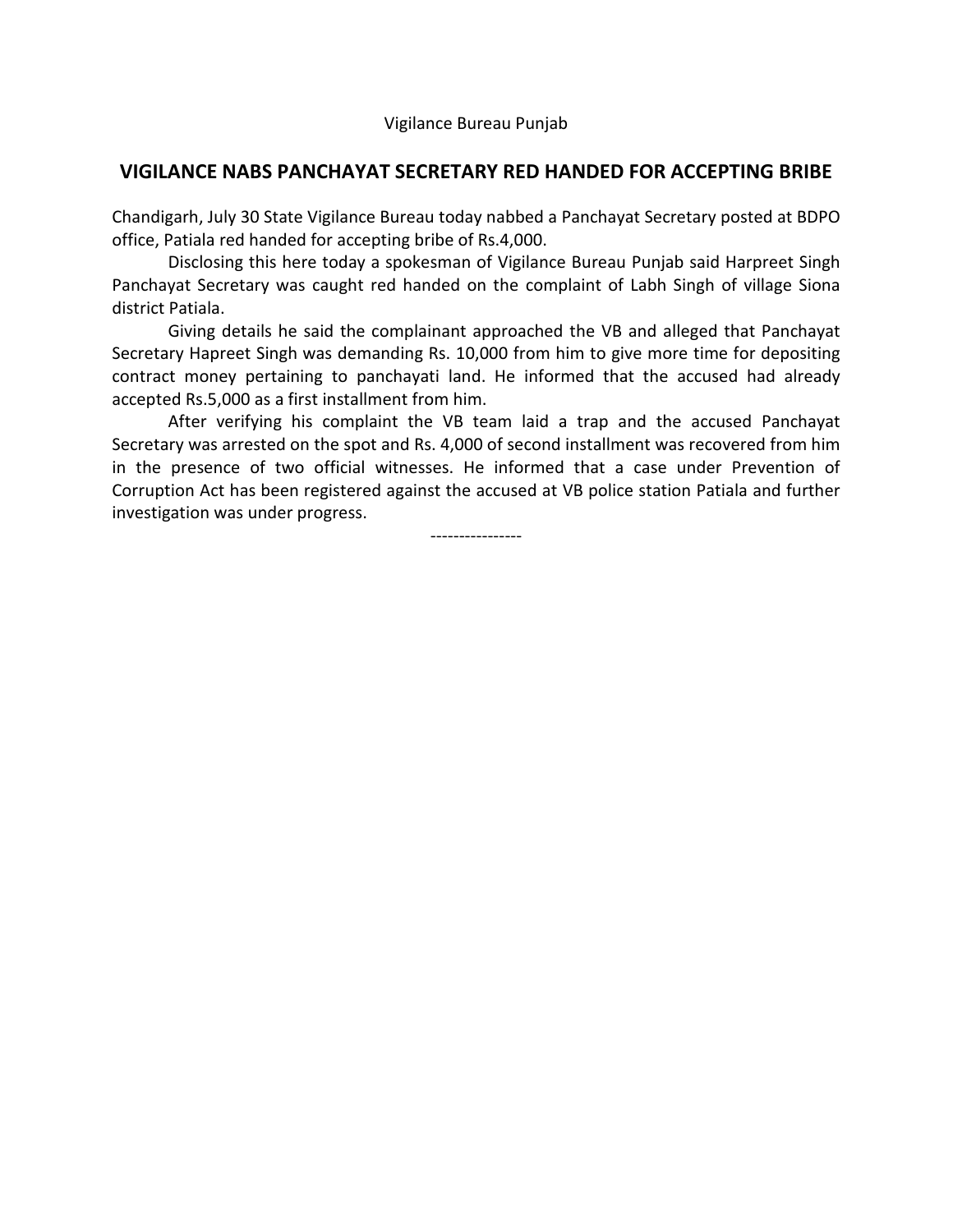Vigilance Bureau Punjab

## VIGILANCE NABS PANCHAYAT SECRETARY RED HANDED FOR ACCEPTING BRIBE

Chandigarh, July 30 State Vigilance Bureau today nabbed a Panchayat Secretary posted at BDPO office, Patiala red handed for accepting bribe of Rs.4,000.

Disclosing this here today a spokesman of Vigilance Bureau Punjab said Harpreet Singh Panchayat Secretary was caught red handed on the complaint of Labh Singh of village Siona district Patiala.

Giving details he said the complainant approached the VB and alleged that Panchayat Secretary Hapreet Singh was demanding Rs. 10,000 from him to give more time for depositing contract money pertaining to panchayati land. He informed that the accused had already accepted Rs.5,000 as a first installment from him.

After verifying his complaint the VB team laid a trap and the accused Panchayat Secretary was arrested on the spot and Rs. 4,000 of second installment was recovered from him in the presence of two official witnesses. He informed that a case under Prevention of Corruption Act has been registered against the accused at VB police station Patiala and further investigation was under progress.

----------------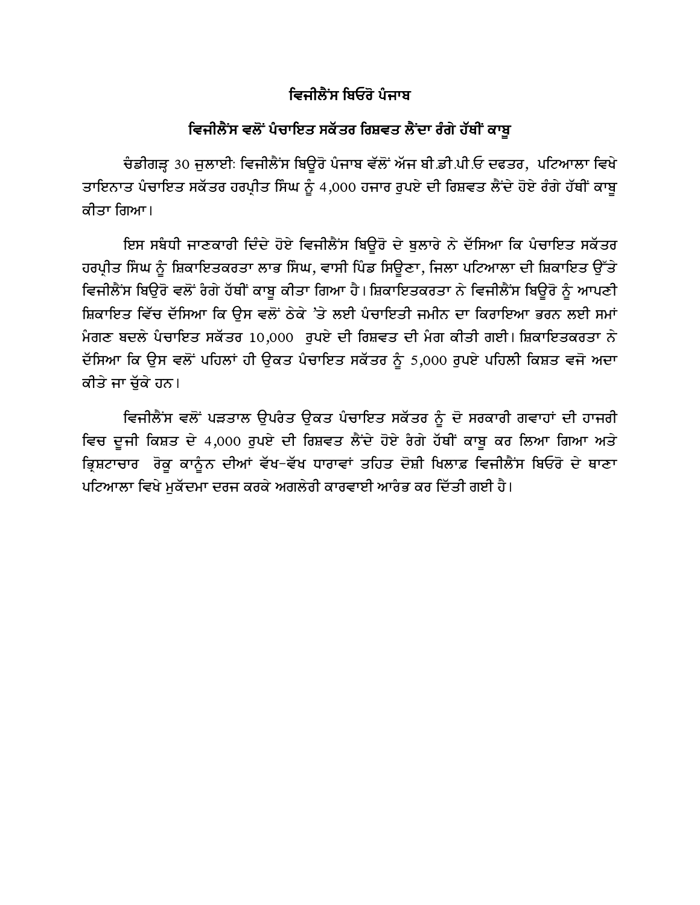## ਵਿਜੀਲੈਂਸ ਬਿਓਰੋ ਪੰਜਾਬ

### ਵਿਜੀਲੈਂਸ ਵਲੋਂ ਪੰਚਾਇਤ ਸਕੱਤਰ ਰਿਸ਼ਵਤ ਲੈਂਦਾ ਰੰਗੇ ਹੱਥੀਂ ਕਾਬੂ

ਚੰਡੀਗੜ੍ਹ 30 ਜੁਲਾਈ: ਵਿਜੀਲੈਂਸ ਬਿਊਰੋ ਪੰਜਾਬ ਵੱਲੋਂ ਅੱਜ ਬੀ.ਡੀ.ਪੀ.ਓ ਦਫਤਰ, ਪਟਿਆਲਾ ਵਿਖੇ ਤਾਇਨਾਤ ਪੰਚਾਇਤ ਸਕੱਤਰ ਹਰਪ੍ਰੀਤ ਸਿੰਘ ਨੂੰ 4,000 ਹਜਾਰ ਰੁਪਏ ਦੀ ਰਿਸ਼ਵਤ ਲੈਂਦੇ ਹੋਏ ਰੰਗੇ ਹੱਥੀਂ ਕਾਬੂ ਕੀਤਾ ਗਿਆ।

ਇਸ ਸਬੰਧੀ ਜਾਣਕਾਰੀ ਦਿੰਦੇ ਹੋਏ ਵਿਜੀਲੈਂਸ ਬਿਊਰੋ ਦੇ ਬੁਲਾਰੇ ਨੇ ਦੱਸਿਆ ਕਿ ਪੰਚਾਇਤ ਸਕੱਤਰ ਹਰਪ੍ਰੀਤ ਸਿੰਘ ਨੂੰ ਸ਼ਿਕਾਇਤਕਰਤਾ ਲਾਭ ਸਿੰਘ, ਵਾਸੀ ਪਿੰਡ ਸਿਊਣਾ, ਜਿਲਾ ਪਟਿਆਲਾ ਦੀ ਸ਼ਿਕਾਇਤ ਉੱਤੇ ਵਿਜੀਲੈਂਸ ਬਿਓਰੋ ਵਲੋਂ ਰੰਗੇ ਹੱਥੀਂ ਕਾਬੂ ਕੀਤਾ ਗਿਆ ਹੈ। ਸ਼ਿਕਾਇਤਕਰਤਾ ਨੇ ਵਿਜੀਲੈਂਸ ਬਿਊਰੋ ਨੂੰ ਆਪਣੀ ਸ਼ਿਕਾਇਤ ਵਿੱਚ ਦੱਸਿਆ ਕਿ ਉਸ ਵਲੋਂ ਠੇਕੇ 'ਤੇ ਲਈ ਪੰਚਾਇਤੀ ਜਮੀਨ ਦਾ ਕਿਰਾਇਆ ਭਰਨ ਲਈ ਸਮਾਂ ਮੰਗਣ ਬਦਲੇ ਪੰਚਾਇਤ ਸਕੱਤਰ 10,000 ਰੁਪਏ ਦੀ ਰਿਸ਼ਵਤ ਦੀ ਮੰਗ ਕੀਤੀ ਗਈ। ਸ਼ਿਕਾਇਤਕਰਤਾ ਨੇ ਦੱਸਿਆ ਕਿ ਉਸ ਵਲੋਂ ਪਹਿਲਾਂ ਹੀ ਉਕਤ ਪੰਚਾਇਤ ਸਕੱਤਰ ਨੂੰ 5,000 ਰੁਪਏ ਪਹਿਲੀ ਕਿਸ਼ਤ ਵਜੋ ਅਦਾ ਕੀਤੇ ਜਾ ਚੁੱਕੇ ਹਨ।

ਵਿਜੀਲੈਂਸ ਵਲੋਂ ਪੜਤਾਲ ਉਪਰੰਤ ਉਕਤ ਪੰਚਾਇਤ ਸਕੱਤਰ ਨੂੰ ਦੋ ਸਰਕਾਰੀ ਗਵਾਹਾਂ ਦੀ ਹਾਜਰੀ ਵਿਚ ਦੂਜੀ ਕਿਸ਼ਤ ਦੇ 4,000 ਰੁਪਏ ਦੀ ਰਿਸ਼ਵਤ ਲੈਂਦੇ ਹੋਏ ਰੰਗੇ ਹੱਥੀਂ ਕਾਬੂ ਕਰ ਲਿਆ ਗਿਆ ਅਤੇ ਭ੍ਰਿਸ਼ਟਾਚਾਰ ਰੋਕੂ ਕਾਨੂੰਨ ਦੀਆਂ ਵੱਖ-ਵੱਖ ਧਾਰਾਵਾਂ ਤਹਿਤ ਦੋਸ਼ੀ ਖਿਲਾਫ਼ ਵਿਜੀਲੈਂਸ ਬਿਓਰੋ ਦੇ ਥਾਣਾ ਪਟਿਆਲਾ ਵਿਖੇ ਮੁਕੱਦਮਾ ਦਰਜ ਕਰਕੇ ਅਗਲੇਰੀ ਕਾਰਵਾਈ ਆਰੰਭ ਕਰ ਦਿੱਤੀ ਗਈ ਹੈ।